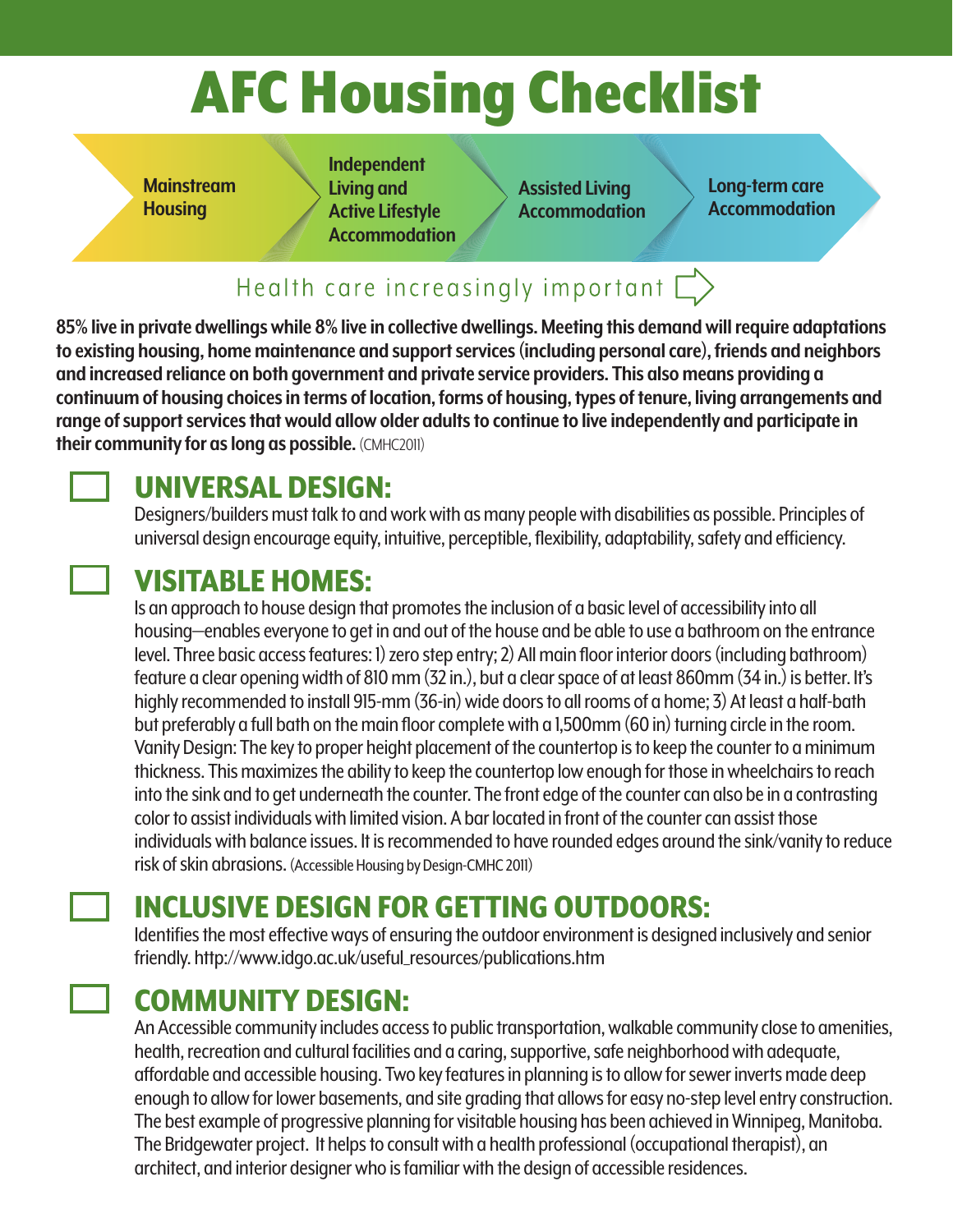# AFC Housing Checklist

Mainstream Housing → Independent Living and Active Lifestyle Accommodation → Assisted Living Accommodation → Long-term care Accommodation

Health care increasingly important

**85% live in private dwellings while 8% live in collective dwellings. Meeting this demand will require adaptations to existing housing, home maintenance and support services (including personal care), friends and neighbors and increased reliance on both government and private service providers. This also means providing a continuum of housing choices in terms of location, forms of housing, types of tenure, living arrangements and range of support services that would allow older adults to continue to live independently and participate in their community for as long as possible.** (CMHC2011)

## UNIVERSAL DESIGN:

Designers/builders must talk to and work with as many people with disabilities as possible. Principles of universal design encourage equity, intuitive, perceptible, flexibility, adaptability, safety and efficiency.

## VISITABLE HOMES:

Is an approach to house design that promotes the inclusion of a basic level of accessibility into all housing—enables everyone to get in and out of the house and be able to use a bathroom on the entrance level. Three basic access features: 1) zero step entry; 2) All main floor interior doors (including bathroom) feature a clear opening width of 810 mm (32 in.), but a clear space of at least 860mm (34 in.) is better. It's highly recommended to install 915-mm (36-in) wide doors to all rooms of a home; 3) At least a half-bath but preferably a full bath on the main floor complete with a 1,500mm (60 in) turning circle in the room. Vanity Design: The key to proper height placement of the countertop is to keep the counter to a minimum thickness. This maximizes the ability to keep the countertop low enough for those in wheelchairs to reach into the sink and to get underneath the counter. The front edge of the counter can also be in a contrasting color to assist individuals with limited vision. A bar located in front of the counter can assist those individuals with balance issues. It is recommended to have rounded edges around the sink/vanity to reduce risk of skin abrasions. (Accessible Housing by Design-CMHC 2011)

## INCLUSIVE DESIGN FOR GETTING OUTDOORS:

Identifies the most effective ways of ensuring the outdoor environment is designed inclusively and senior friendly. http://www.idgo.ac.uk/useful_resources/publications.htm

## COMMUNITY DESIGN:

An Accessible community includes access to public transportation, walkable community close to amenities, health, recreation and cultural facilities and a caring, supportive, safe neighborhood with adequate, affordable and accessible housing. Two key features in planning is to allow for sewer inverts made deep enough to allow for lower basements, and site grading that allows for easy no-step level entry construction. The best example of progressive planning for visitable housing has been achieved in Winnipeg, Manitoba. The Bridgewater project. It helps to consult with a health professional (occupational therapist), an architect, and interior designer who is familiar with the design of accessible residences.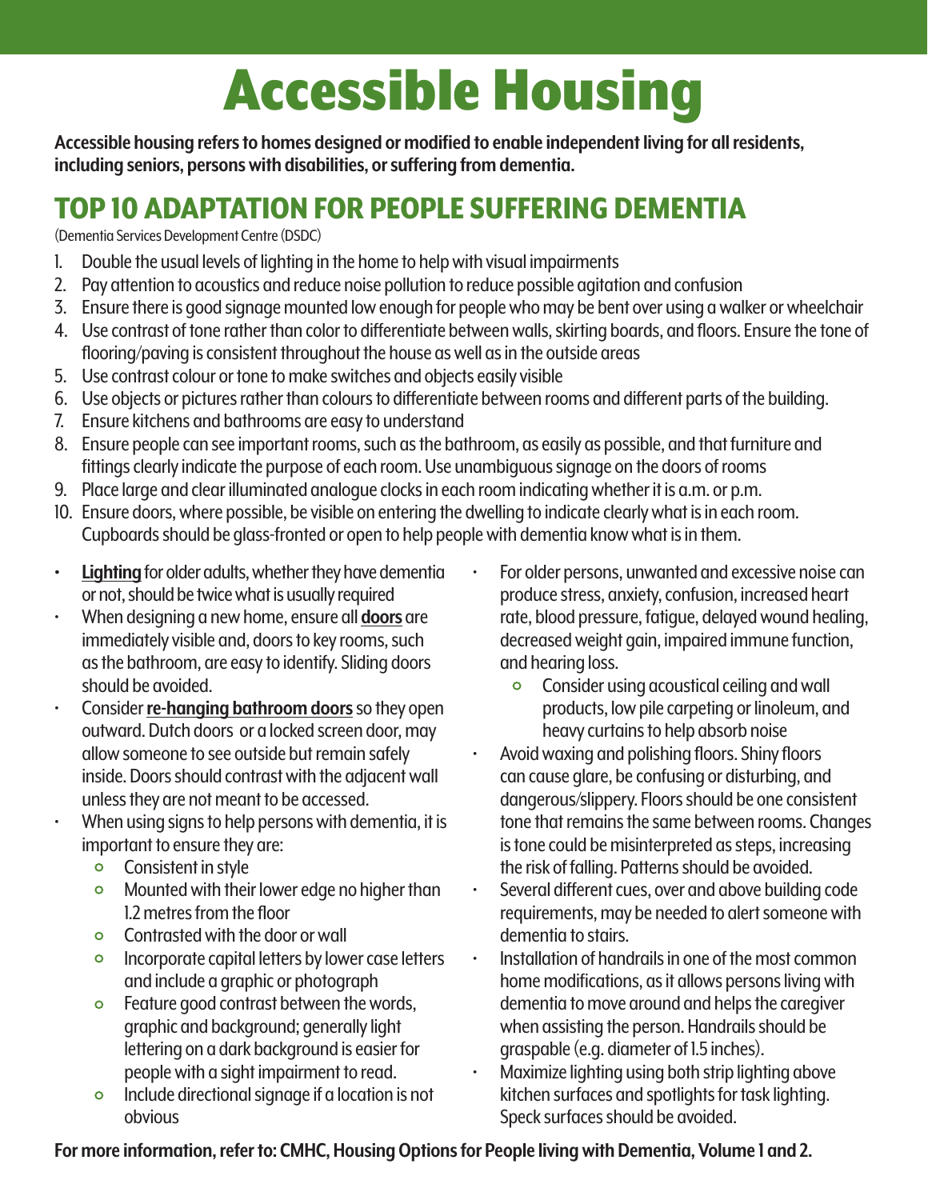# Accessible Housing

**Accessible housing refers to homes designed or modified to enable independent living for all residents, including seniors, persons with disabilities, or suffering from dementia.**

## TOP 10 ADAPTATION FOR PEOPLE SUFFERING DEMENTIA

(Dementia Services Development Centre (DSDC)

1. Double the usual levels of lighting in the home to help with visual impairments
2. Pay attention to acoustics and reduce noise pollution to reduce possible agitation and confusion
3. Ensure there is good signage mounted low enough for people who may be bent over using a walker or wheelchair
4. Use contrast of tone rather than color to differentiate between walls, skirting boards, and floors. Ensure the tone of flooring/paving is consistent throughout the house as well as in the outside areas
5. Use contrast colour or tone to make switches and objects easily visible
6. Use objects or pictures rather than colours to differentiate between rooms and different parts of the building.
7. Ensure kitchens and bathrooms are easy to understand
8. Ensure people can see important rooms, such as the bathroom, as easily as possible, and that furniture and fittings clearly indicate the purpose of each room. Use unambiguous signage on the doors of rooms
9. Place large and clear illuminated analogue clocks in each room indicating whether it is a.m. or p.m.
10. Ensure doors, where possible, be visible on entering the dwelling to indicate clearly what is in each room. Cupboards should be glass-fronted or open to help people with dementia know what is in them.

- **Lighting** for older adults, whether they have dementia or not, should be twice what is usually required
- When designing a new home, ensure all **doors** are immediately visible and, doors to key rooms, such as the bathroom, are easy to identify. Sliding doors should be avoided.
- Consider **re-hanging bathroom doors** so they open outward. Dutch doors or a locked screen door, may allow someone to see outside but remain safely inside. Doors should contrast with the adjacent wall unless they are not meant to be accessed.
- When using signs to help persons with dementia, it is important to ensure they are:
  - Consistent in style
  - Mounted with their lower edge no higher than 1.2 metres from the floor
  - Contrasted with the door or wall
  - Incorporate capital letters by lower case letters and include a graphic or photograph
  - Feature good contrast between the words, graphic and background; generally light lettering on a dark background is easier for people with a sight impairment to read.
  - Include directional signage if a location is not obvious
- For older persons, unwanted and excessive noise can produce stress, anxiety, confusion, increased heart rate, blood pressure, fatigue, delayed wound healing, decreased weight gain, impaired immune function, and hearing loss.
  - Consider using acoustical ceiling and wall products, low pile carpeting or linoleum, and heavy curtains to help absorb noise
- Avoid waxing and polishing floors. Shiny floors can cause glare, be confusing or disturbing, and dangerous/slippery. Floors should be one consistent tone that remains the same between rooms. Changes is tone could be misinterpreted as steps, increasing the risk of falling. Patterns should be avoided.
- Several different cues, over and above building code requirements, may be needed to alert someone with dementia to stairs.
- Installation of handrails in one of the most common home modifications, as it allows persons living with dementia to move around and helps the caregiver when assisting the person. Handrails should be graspable (e.g. diameter of 1.5 inches).
- Maximize lighting using both strip lighting above kitchen surfaces and spotlights for task lighting. Speck surfaces should be avoided.

**For more information, refer to: CMHC, Housing Options for People living with Dementia, Volume 1 and 2.**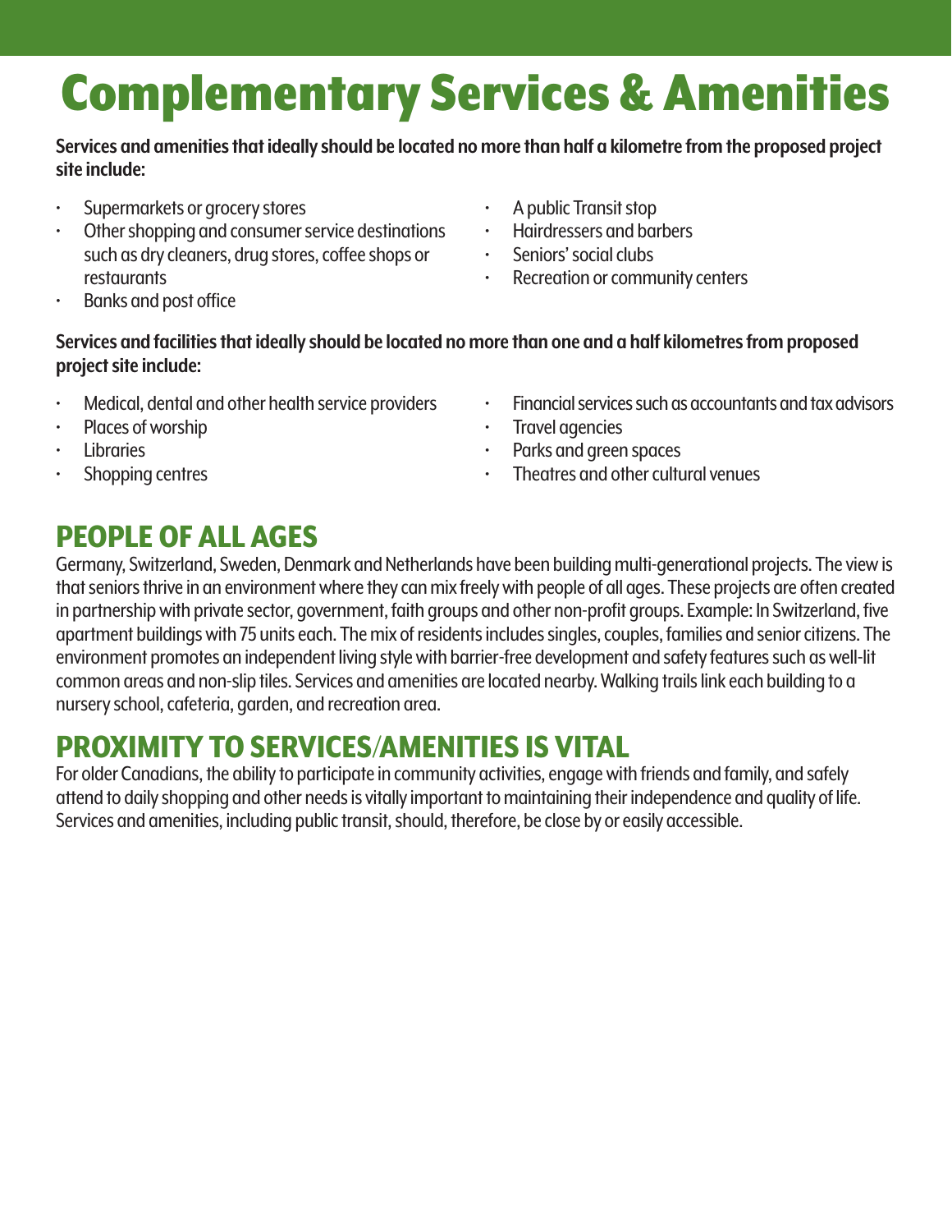# Complementary Services & Amenities

**Services and amenities that ideally should be located no more than half a kilometre from the proposed project site include:**

- Supermarkets or grocery stores
- Other shopping and consumer service destinations such as dry cleaners, drug stores, coffee shops or restaurants
- Banks and post office
- A public Transit stop
- Hairdressers and barbers
- Seniors' social clubs
- Recreation or community centers

**Services and facilities that ideally should be located no more than one and a half kilometres from proposed project site include:**

- Medical, dental and other health service providers
- Places of worship
- Libraries
- Shopping centres
- Financial services such as accountants and tax advisors
- Travel agencies
- Parks and green spaces
- Theatres and other cultural venues

## PEOPLE OF ALL AGES

Germany, Switzerland, Sweden, Denmark and Netherlands have been building multi-generational projects. The view is that seniors thrive in an environment where they can mix freely with people of all ages. These projects are often created in partnership with private sector, government, faith groups and other non-profit groups. Example: In Switzerland, five apartment buildings with 75 units each. The mix of residents includes singles, couples, families and senior citizens. The environment promotes an independent living style with barrier-free development and safety features such as well-lit common areas and non-slip tiles. Services and amenities are located nearby. Walking trails link each building to a nursery school, cafeteria, garden, and recreation area.

## PROXIMITY TO SERVICES/AMENITIES IS VITAL

For older Canadians, the ability to participate in community activities, engage with friends and family, and safely attend to daily shopping and other needs is vitally important to maintaining their independence and quality of life. Services and amenities, including public transit, should, therefore, be close by or easily accessible.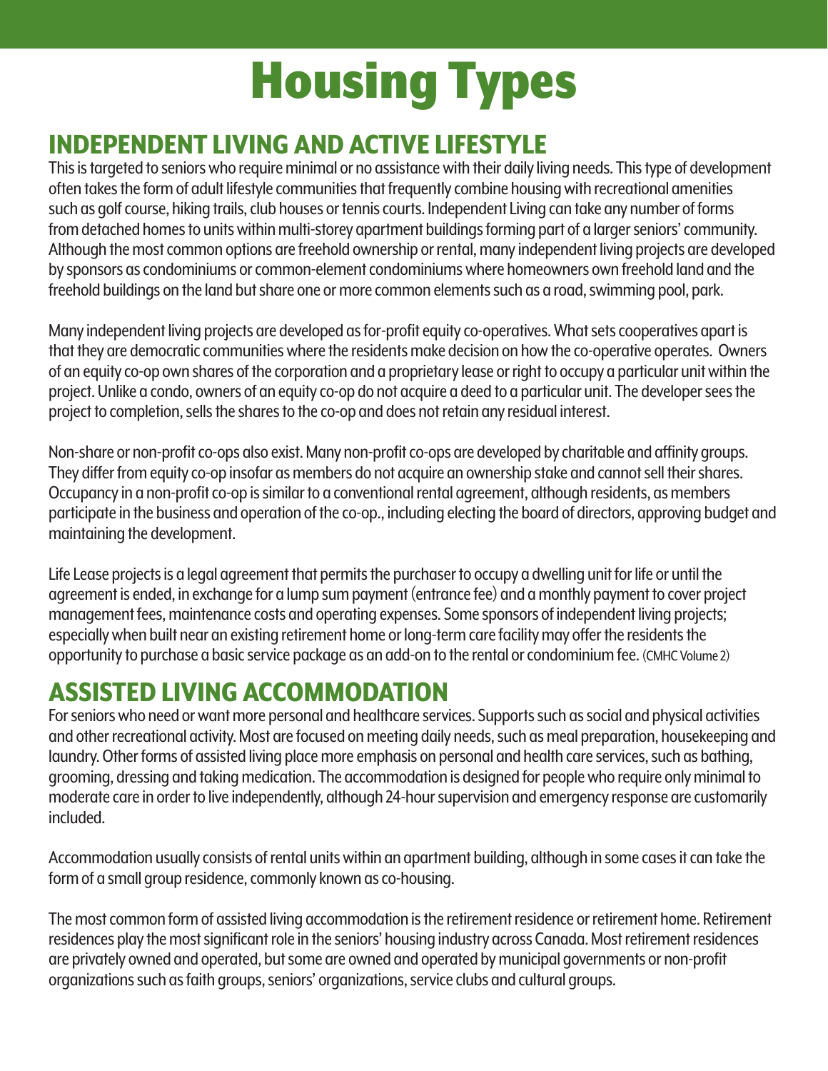# Housing Types

## INDEPENDENT LIVING AND ACTIVE LIFESTYLE

This is targeted to seniors who require minimal or no assistance with their daily living needs. This type of development often takes the form of adult lifestyle communities that frequently combine housing with recreational amenities such as golf course, hiking trails, club houses or tennis courts. Independent Living can take any number of forms from detached homes to units within multi-storey apartment buildings forming part of a larger seniors' community. Although the most common options are freehold ownership or rental, many independent living projects are developed by sponsors as condominiums or common-element condominiums where homeowners own freehold land and the freehold buildings on the land but share one or more common elements such as a road, swimming pool, park.

Many independent living projects are developed as for-profit equity co-operatives. What sets cooperatives apart is that they are democratic communities where the residents make decision on how the co-operative operates. Owners of an equity co-op own shares of the corporation and a proprietary lease or right to occupy a particular unit within the project. Unlike a condo, owners of an equity co-op do not acquire a deed to a particular unit. The developer sees the project to completion, sells the shares to the co-op and does not retain any residual interest.

Non-share or non-profit co-ops also exist. Many non-profit co-ops are developed by charitable and affinity groups. They differ from equity co-op insofar as members do not acquire an ownership stake and cannot sell their shares. Occupancy in a non-profit co-op is similar to a conventional rental agreement, although residents, as members participate in the business and operation of the co-op., including electing the board of directors, approving budget and maintaining the development.

Life Lease projects is a legal agreement that permits the purchaser to occupy a dwelling unit for life or until the agreement is ended, in exchange for a lump sum payment (entrance fee) and a monthly payment to cover project management fees, maintenance costs and operating expenses. Some sponsors of independent living projects; especially when built near an existing retirement home or long-term care facility may offer the residents the opportunity to purchase a basic service package as an add-on to the rental or condominium fee. (CMHC Volume 2)

## ASSISTED LIVING ACCOMMODATION

For seniors who need or want more personal and healthcare services. Supports such as social and physical activities and other recreational activity. Most are focused on meeting daily needs, such as meal preparation, housekeeping and laundry. Other forms of assisted living place more emphasis on personal and health care services, such as bathing, grooming, dressing and taking medication. The accommodation is designed for people who require only minimal to moderate care in order to live independently, although 24-hour supervision and emergency response are customarily included.

Accommodation usually consists of rental units within an apartment building, although in some cases it can take the form of a small group residence, commonly known as co-housing.

The most common form of assisted living accommodation is the retirement residence or retirement home. Retirement residences play the most significant role in the seniors' housing industry across Canada. Most retirement residences are privately owned and operated, but some are owned and operated by municipal governments or non-profit organizations such as faith groups, seniors' organizations, service clubs and cultural groups.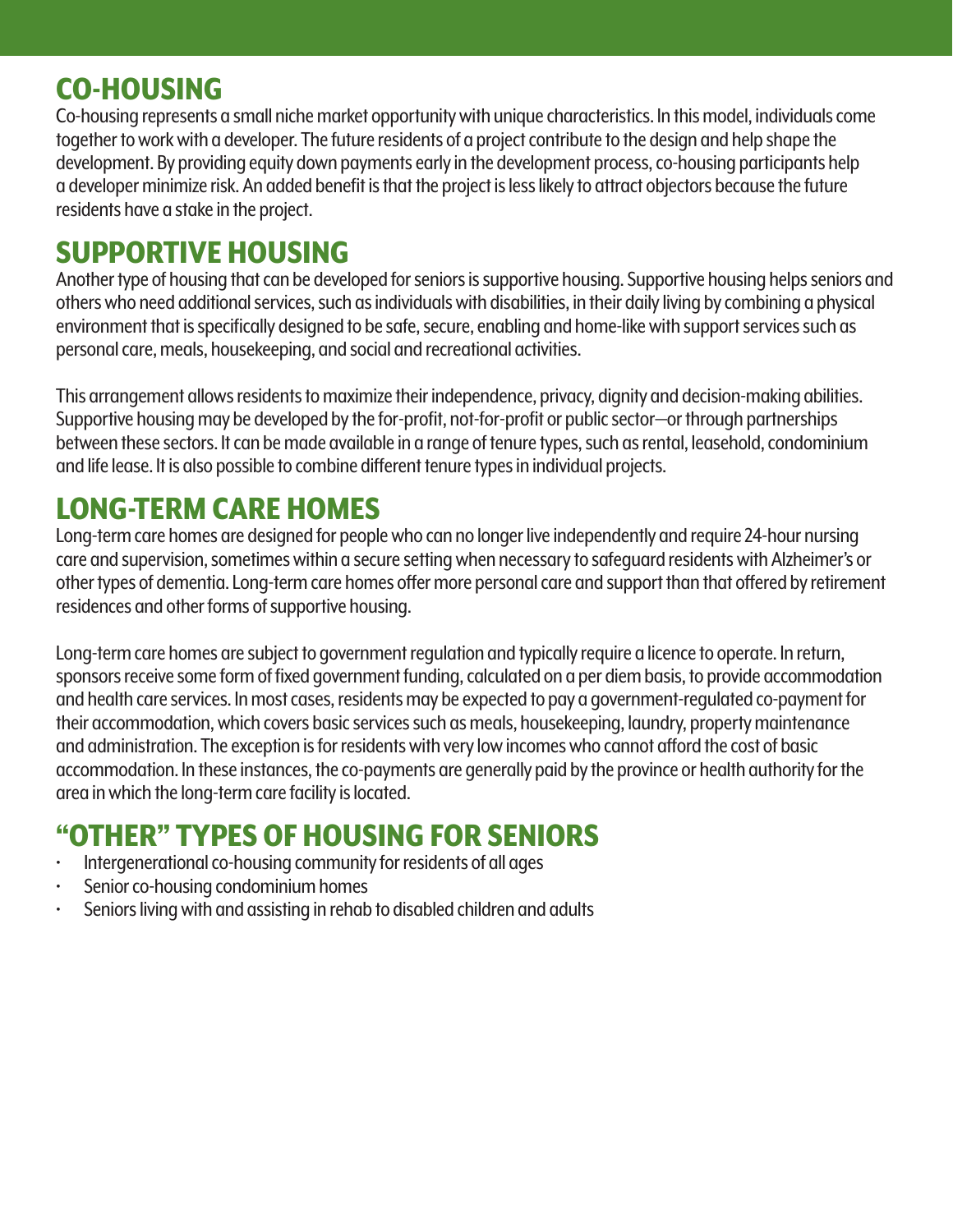## CO-HOUSING

Co-housing represents a small niche market opportunity with unique characteristics. In this model, individuals come together to work with a developer. The future residents of a project contribute to the design and help shape the development. By providing equity down payments early in the development process, co-housing participants help a developer minimize risk. An added benefit is that the project is less likely to attract objectors because the future residents have a stake in the project.

## SUPPORTIVE HOUSING

Another type of housing that can be developed for seniors is supportive housing. Supportive housing helps seniors and others who need additional services, such as individuals with disabilities, in their daily living by combining a physical environment that is specifically designed to be safe, secure, enabling and home-like with support services such as personal care, meals, housekeeping, and social and recreational activities.

This arrangement allows residents to maximize their independence, privacy, dignity and decision-making abilities. Supportive housing may be developed by the for-profit, not-for-profit or public sector—or through partnerships between these sectors. It can be made available in a range of tenure types, such as rental, leasehold, condominium and life lease. It is also possible to combine different tenure types in individual projects.

## LONG-TERM CARE HOMES

Long-term care homes are designed for people who can no longer live independently and require 24-hour nursing care and supervision, sometimes within a secure setting when necessary to safeguard residents with Alzheimer's or other types of dementia. Long-term care homes offer more personal care and support than that offered by retirement residences and other forms of supportive housing.

Long-term care homes are subject to government regulation and typically require a licence to operate. In return, sponsors receive some form of fixed government funding, calculated on a per diem basis, to provide accommodation and health care services. In most cases, residents may be expected to pay a government-regulated co-payment for their accommodation, which covers basic services such as meals, housekeeping, laundry, property maintenance and administration. The exception is for residents with very low incomes who cannot afford the cost of basic accommodation. In these instances, the co-payments are generally paid by the province or health authority for the area in which the long-term care facility is located.

## "OTHER" TYPES OF HOUSING FOR SENIORS

- Intergenerational co-housing community for residents of all ages
- Senior co-housing condominium homes
- Seniors living with and assisting in rehab to disabled children and adults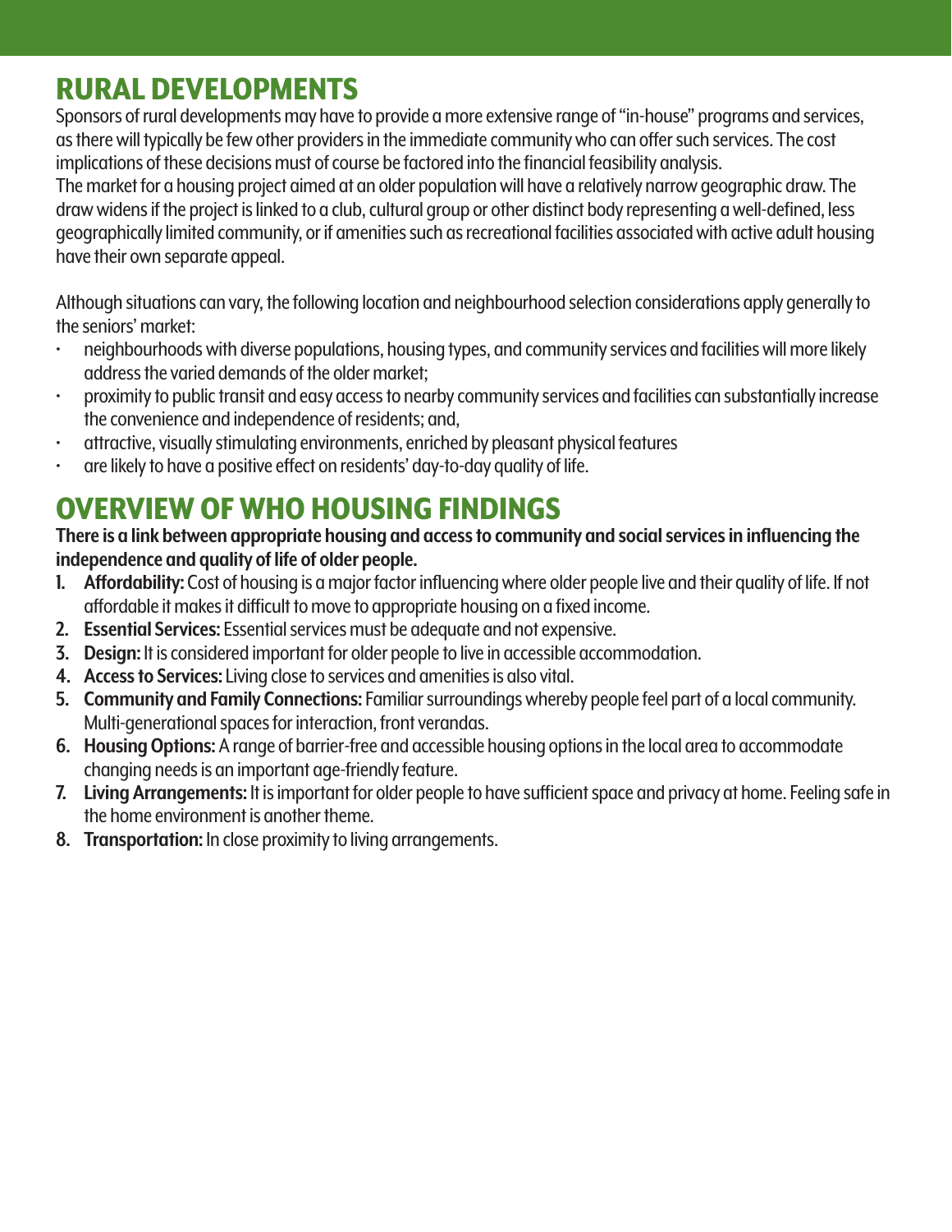## RURAL DEVELOPMENTS

Sponsors of rural developments may have to provide a more extensive range of "in-house" programs and services, as there will typically be few other providers in the immediate community who can offer such services. The cost implications of these decisions must of course be factored into the financial feasibility analysis.

The market for a housing project aimed at an older population will have a relatively narrow geographic draw. The draw widens if the project is linked to a club, cultural group or other distinct body representing a well-defined, less geographically limited community, or if amenities such as recreational facilities associated with active adult housing have their own separate appeal.

Although situations can vary, the following location and neighbourhood selection considerations apply generally to the seniors' market:

- neighbourhoods with diverse populations, housing types, and community services and facilities will more likely address the varied demands of the older market;
- proximity to public transit and easy access to nearby community services and facilities can substantially increase the convenience and independence of residents; and,
- attractive, visually stimulating environments, enriched by pleasant physical features
- are likely to have a positive effect on residents' day-to-day quality of life.

## OVERVIEW OF WHO HOUSING FINDINGS

**There is a link between appropriate housing and access to community and social services in influencing the independence and quality of life of older people.**

1. **Affordability:** Cost of housing is a major factor influencing where older people live and their quality of life. If not affordable it makes it difficult to move to appropriate housing on a fixed income.
2. **Essential Services:** Essential services must be adequate and not expensive.
3. **Design:** It is considered important for older people to live in accessible accommodation.
4. **Access to Services:** Living close to services and amenities is also vital.
5. **Community and Family Connections:** Familiar surroundings whereby people feel part of a local community. Multi-generational spaces for interaction, front verandas.
6. **Housing Options:** A range of barrier-free and accessible housing options in the local area to accommodate changing needs is an important age-friendly feature.
7. **Living Arrangements:** It is important for older people to have sufficient space and privacy at home. Feeling safe in the home environment is another theme.
8. **Transportation:** In close proximity to living arrangements.